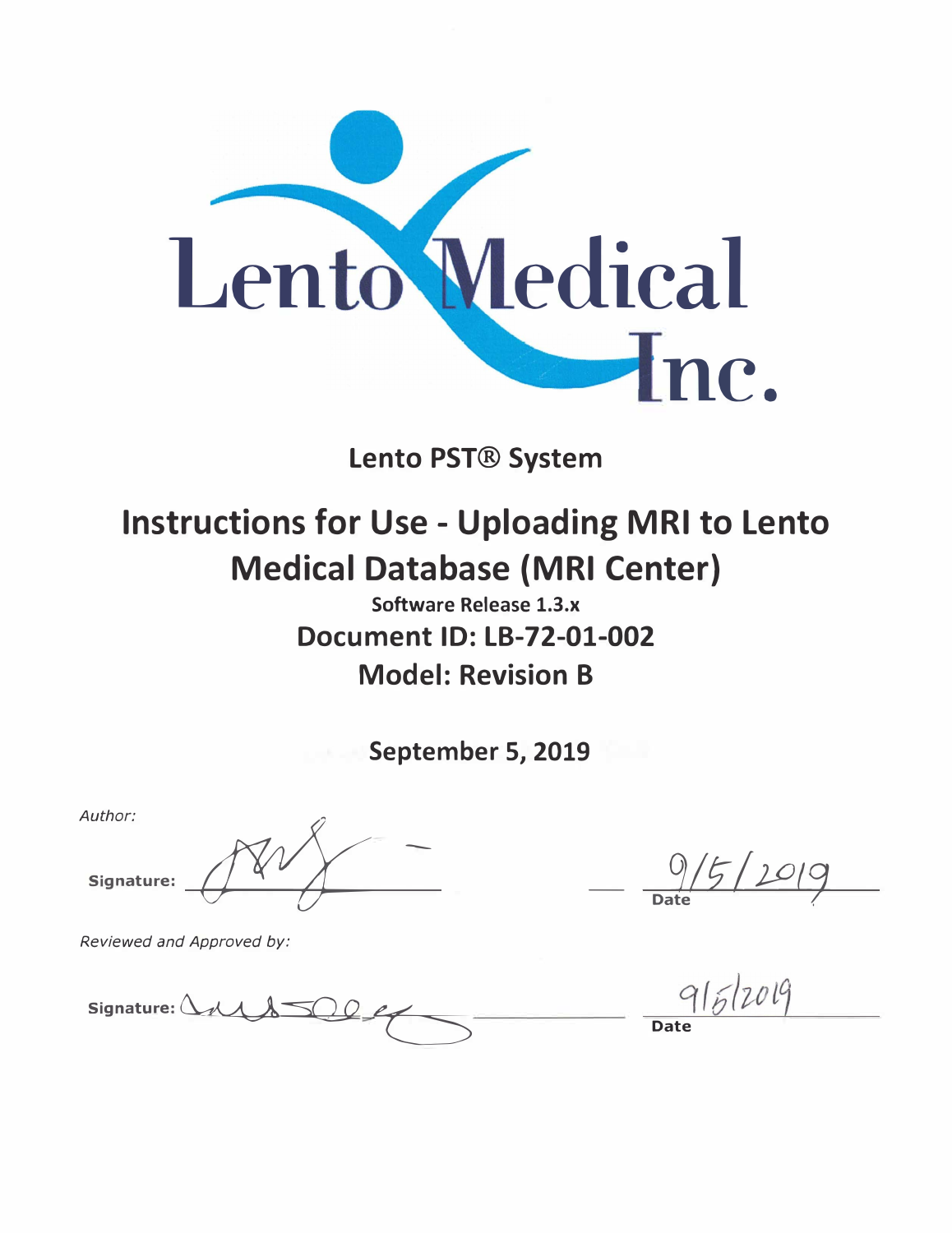Lento Medical Inc.

**Lento PST® System**

# Instructions for Use - Uploading MRI to Lento Medical Database (MRI Center)

**Software Release 1.3.x**

**Document ID: LB-72-01-002**

**Model: Revision B**

**September 5, 2019**

*Author:*

**Signature:** ______________________ 9/5/2019 **Date**

*Reviewed and Approved by:*

**Signature:** ______________________ 9/5/2019 **Date**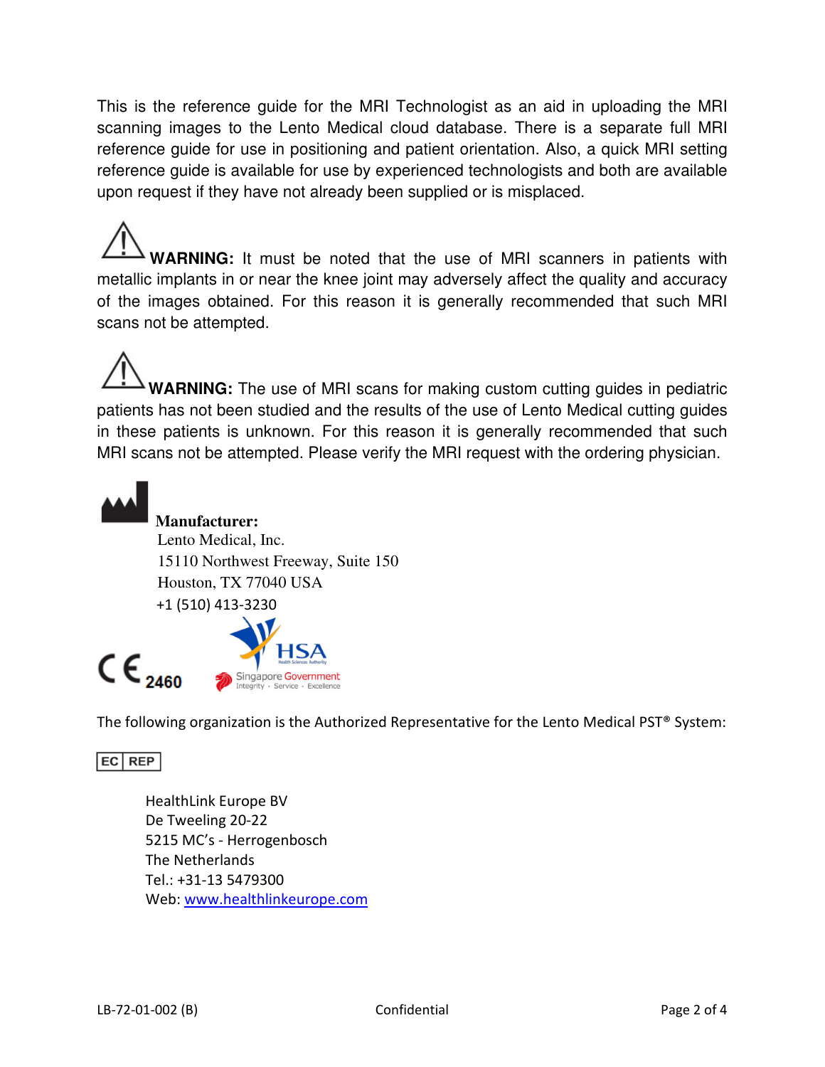This is the reference guide for the MRI Technologist as an aid in uploading the MRI scanning images to the Lento Medical cloud database. There is a separate full MRI reference guide for use in positioning and patient orientation. Also, a quick MRI setting reference guide is available for use by experienced technologists and both are available upon request if they have not already been supplied or is misplaced.

**WARNING:** It must be noted that the use of MRI scanners in patients with metallic implants in or near the knee joint may adversely affect the quality and accuracy of the images obtained. For this reason it is generally recommended that such MRI scans not be attempted.

**WARNING:** The use of MRI scans for making custom cutting guides in pediatric patients has not been studied and the results of the use of Lento Medical cutting guides in these patients is unknown. For this reason it is generally recommended that such MRI scans not be attempted. Please verify the MRI request with the ordering physician.

**Manufacturer:**
Lento Medical, Inc.
15110 Northwest Freeway, Suite 150
Houston, TX 77040 USA
+1 (510) 413-3230

CE 2460

HSA Health Sciences Authority
Singapore Government
Integrity · Service · Excellence

The following organization is the Authorized Representative for the Lento Medical PST® System:

EC REP

HealthLink Europe BV
De Tweeling 20-22
5215 MC's - Herrogenbosch
The Netherlands
Tel.: +31-13 5479300
Web: www.healthlinkeurope.com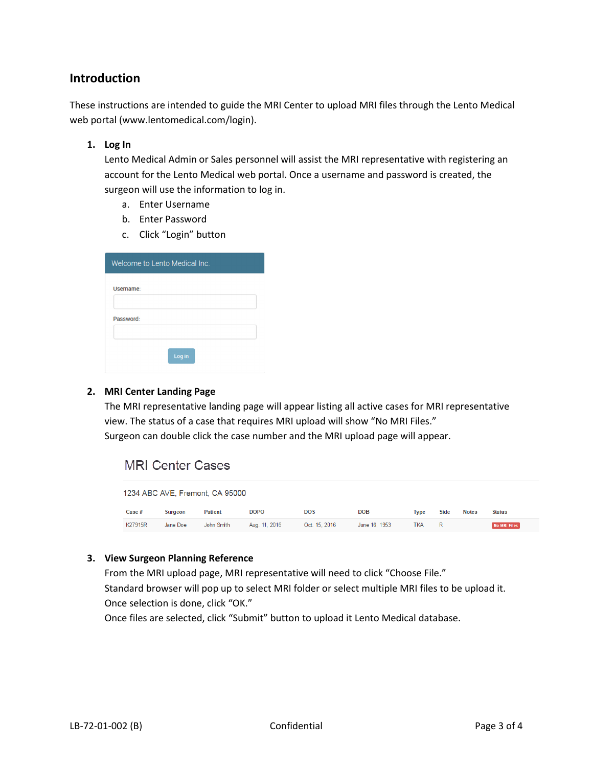## Introduction

These instructions are intended to guide the MRI Center to upload MRI files through the Lento Medical web portal (www.lentomedical.com/login).

1. **Log In**
   Lento Medical Admin or Sales personnel will assist the MRI representative with registering an account for the Lento Medical web portal. Once a username and password is created, the surgeon will use the information to log in.
   a. Enter Username
   b. Enter Password
   c. Click "Login" button

   Welcome to Lento Medical Inc.

   Username:

   Password:

   Log in

2. **MRI Center Landing Page**
   The MRI representative landing page will appear listing all active cases for MRI representative view. The status of a case that requires MRI upload will show "No MRI Files."
   Surgeon can double click the case number and the MRI upload page will appear.

   MRI Center Cases

   1234 ABC AVE, Fremont, CA 95000

   | Case # | Surgeon | Patient | DOPO | DOS | DOB | Type | Side | Notes | Status |
   |---|---|---|---|---|---|---|---|---|---|
   | K27915R | Jane Doe | John Smith | Aug. 11, 2016 | Oct. 15, 2016 | June 16, 1953 | TKA | R | | No MRI Files |

3. **View Surgeon Planning Reference**
   From the MRI upload page, MRI representative will need to click "Choose File."
   Standard browser will pop up to select MRI folder or select multiple MRI files to be upload it.
   Once selection is done, click "OK."
   Once files are selected, click "Submit" button to upload it Lento Medical database.

LB-72-01-002 (B) Confidential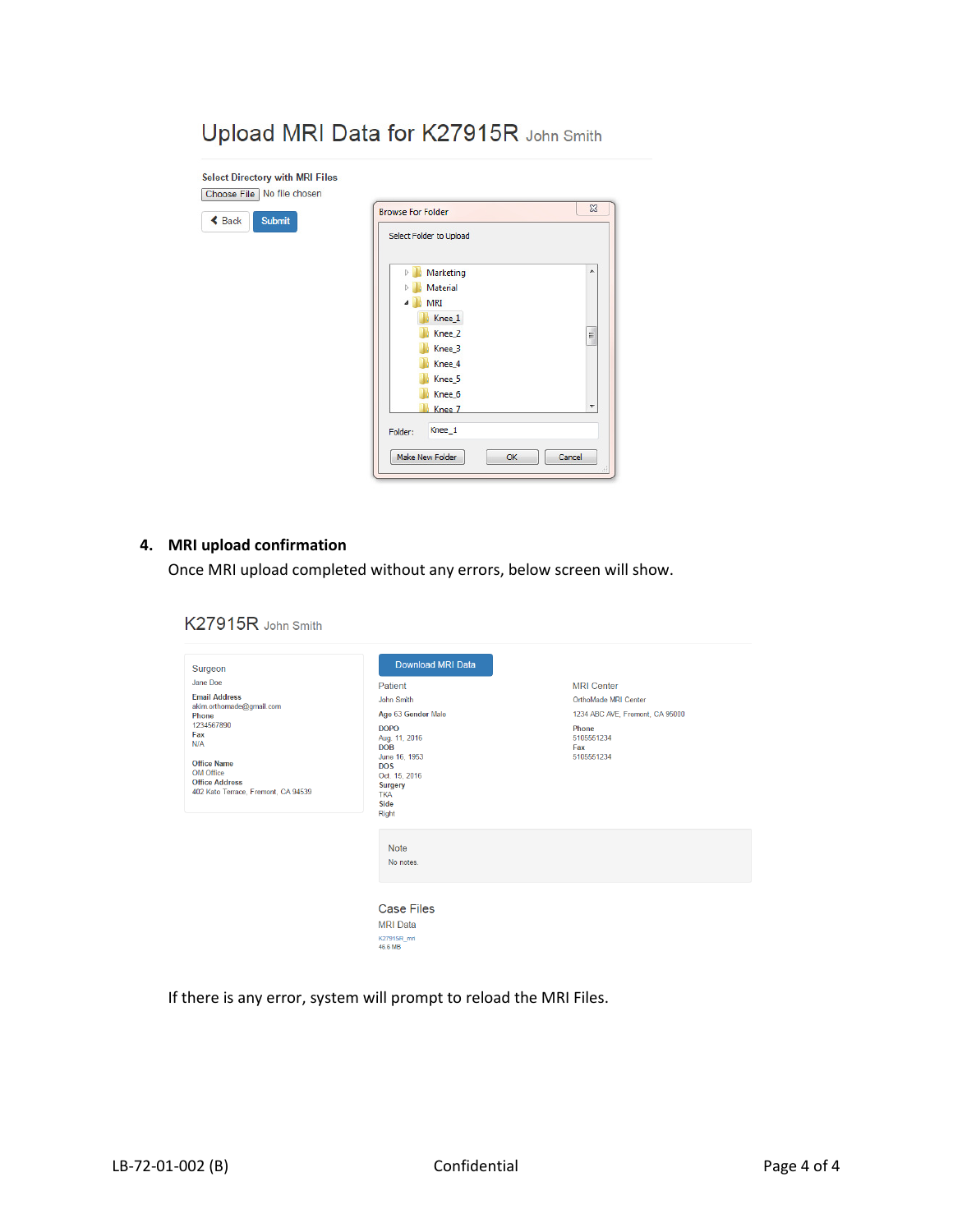# Upload MRI Data for K27915R John Smith

Select Directory with MRI Files

Choose File No file chosen

Back Submit

Browse For Folder

Select Folder to Upload

- Marketing
- Material
- MRI
  - Knee_1
  - Knee_2
  - Knee_3
  - Knee_4
  - Knee_5
  - Knee_6
  - Knee_7

Folder: Knee_1

Make New Folder OK Cancel

4. **MRI upload confirmation**

Once MRI upload completed without any errors, below screen will show.

## K27915R John Smith

Surgeon
Jane Doe
**Email Address**
akim.orthomade@gmail.com
**Phone**
1234567890
**Fax**
N/A

**Office Name**
OM Office
**Office Address**
402 Kato Terrace, Fremont, CA 94539

Download MRI Data

Patient
John Smith
**Age** 63 **Gender** Male
**DOPO**
Aug. 11, 2016
**DOB**
June 16, 1953
**DOS**
Oct. 15, 2016
**Surgery**
TKA
**Side**
Right

MRI Center
OrthoMade MRI Center
1234 ABC AVE, Fremont, CA 95000
**Phone**
5105551234
**Fax**
5105551234

Note
No notes.

Case Files
MRI Data
K27915R_mri
46.6 MB

If there is any error, system will prompt to reload the MRI Files.